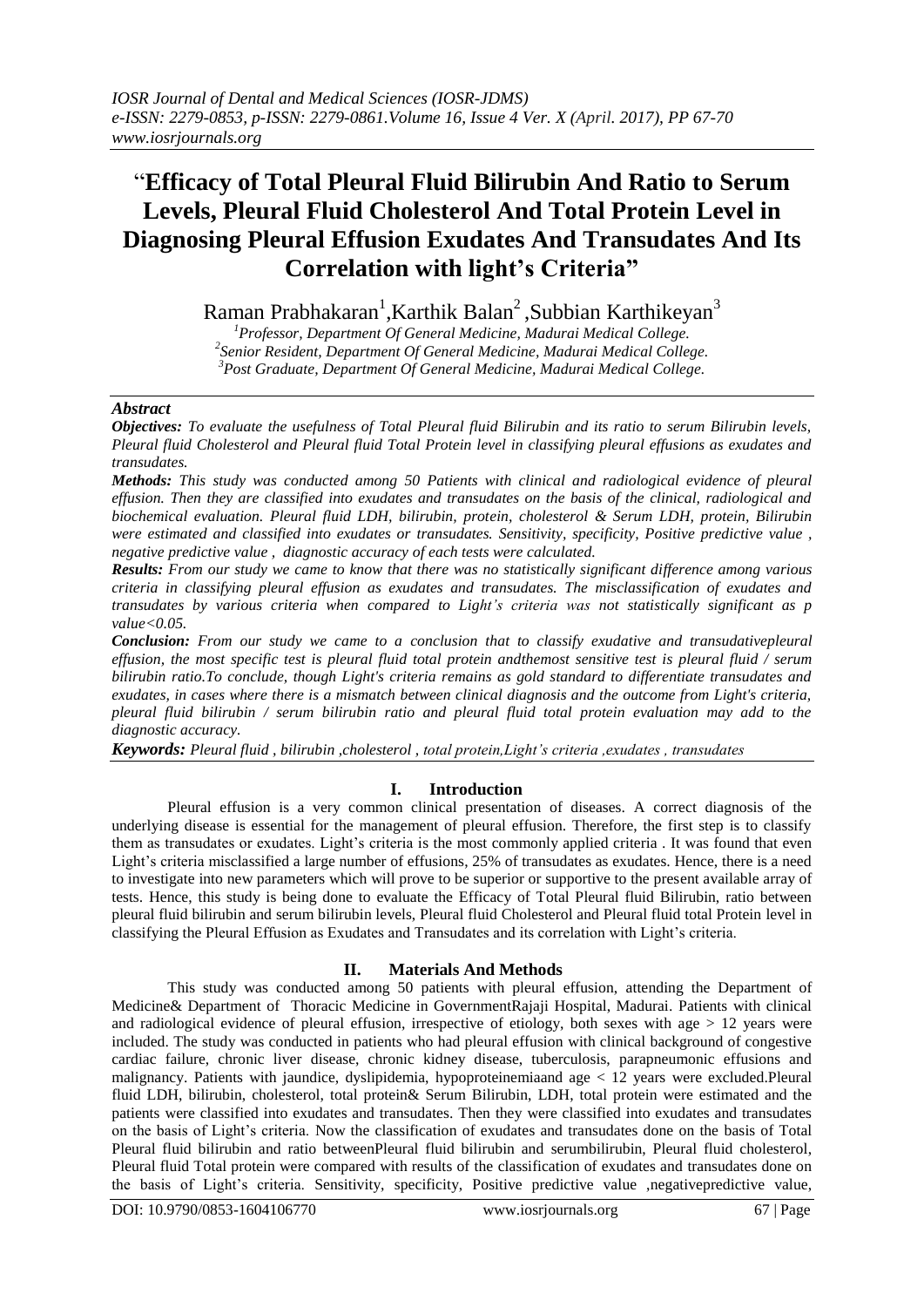# "Efficacy of Total Pleural Fluid Bilirubin And Ratio to Serum Levels, Pleural Fluid Cholesterol And Total Protein Level in Diagnosing Pleural Effusion Exudates And Transudates And Its Correlation with light's Criteria"

Raman Prabhakaran[1], Karthik Balan[2], Subbian Karthikeyan[3]

[1]Professor, Department Of General Medicine, Madurai Medical College.
[2]Senior Resident, Department Of General Medicine, Madurai Medical College.
[3]Post Graduate, Department Of General Medicine, Madurai Medical College.

## *Abstract*

***Objectives:*** *To evaluate the usefulness of Total Pleural fluid Bilirubin and its ratio to serum Bilirubin levels, Pleural fluid Cholesterol and Pleural fluid Total Protein level in classifying pleural effusions as exudates and transudates.*

***Methods:*** *This study was conducted among 50 Patients with clinical and radiological evidence of pleural effusion. Then they are classified into exudates and transudates on the basis of the clinical, radiological and biochemical evaluation. Pleural fluid LDH, bilirubin, protein, cholesterol & Serum LDH, protein, Bilirubin were estimated and classified into exudates or transudates. Sensitivity, specificity, Positive predictive value , negative predictive value , diagnostic accuracy of each tests were calculated.*

***Results:*** *From our study we came to know that there was no statistically significant difference among various criteria in classifying pleural effusion as exudates and transudates. The misclassification of exudates and transudates by various criteria when compared to Light's criteria was not statistically significant as p value<0.05.*

***Conclusion:*** *From our study we came to a conclusion that to classify exudative and transudativepleural effusion, the most specific test is pleural fluid total protein andthemost sensitive test is pleural fluid / serum bilirubin ratio.To conclude, though Light's criteria remains as gold standard to differentiate transudates and exudates, in cases where there is a mismatch between clinical diagnosis and the outcome from Light's criteria, pleural fluid bilirubin / serum bilirubin ratio and pleural fluid total protein evaluation may add to the diagnostic accuracy.*

***Keywords:*** *Pleural fluid , bilirubin ,cholesterol , total protein,Light's criteria ,exudates , transudates*

## I. Introduction

Pleural effusion is a very common clinical presentation of diseases. A correct diagnosis of the underlying disease is essential for the management of pleural effusion. Therefore, the first step is to classify them as transudates or exudates. Light's criteria is the most commonly applied criteria . It was found that even Light's criteria misclassified a large number of effusions, 25% of transudates as exudates. Hence, there is a need to investigate into new parameters which will prove to be superior or supportive to the present available array of tests. Hence, this study is being done to evaluate the Efficacy of Total Pleural fluid Bilirubin, ratio between pleural fluid bilirubin and serum bilirubin levels, Pleural fluid Cholesterol and Pleural fluid total Protein level in classifying the Pleural Effusion as Exudates and Transudates and its correlation with Light's criteria.

## II. Materials And Methods

This study was conducted among 50 patients with pleural effusion, attending the Department of Medicine& Department of Thoracic Medicine in GovernmentRajaji Hospital, Madurai. Patients with clinical and radiological evidence of pleural effusion, irrespective of etiology, both sexes with age > 12 years were included. The study was conducted in patients who had pleural effusion with clinical background of congestive cardiac failure, chronic liver disease, chronic kidney disease, tuberculosis, parapneumonic effusions and malignancy. Patients with jaundice, dyslipidemia, hypoproteinemiaand age < 12 years were excluded.Pleural fluid LDH, bilirubin, cholesterol, total protein& Serum Bilirubin, LDH, total protein were estimated and the patients were classified into exudates and transudates. Then they were classified into exudates and transudates on the basis of Light's criteria. Now the classification of exudates and transudates done on the basis of Total Pleural fluid bilirubin and ratio betweenPleural fluid bilirubin and serumbilirubin, Pleural fluid cholesterol, Pleural fluid Total protein were compared with results of the classification of exudates and transudates done on the basis of Light's criteria. Sensitivity, specificity, Positive predictive value ,negativepredictive value,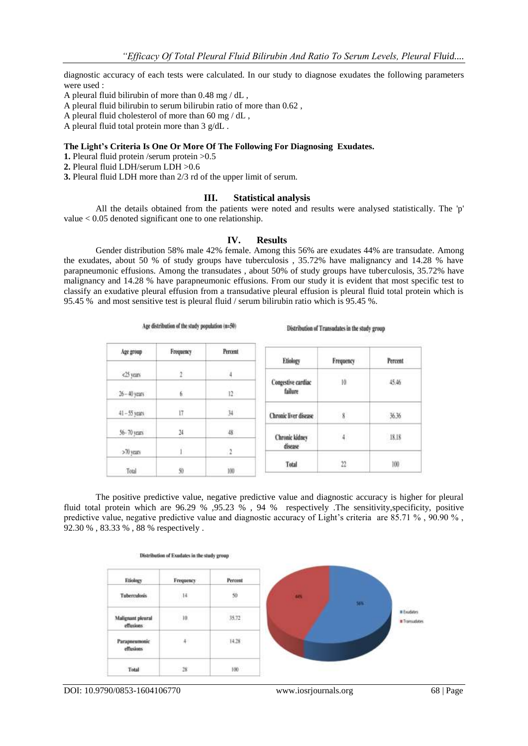diagnostic accuracy of each tests were calculated. In our study to diagnose exudates the following parameters were used :

A pleural fluid bilirubin of more than 0.48 mg / dL ,

A pleural fluid bilirubin to serum bilirubin ratio of more than 0.62 ,

A pleural fluid cholesterol of more than 60 mg / dL ,

A pleural fluid total protein more than 3 g/dL .

**The Light's Criteria Is One Or More Of The Following For Diagnosing Exudates.**

**1.** Pleural fluid protein /serum protein >0.5

**2.** Pleural fluid LDH/serum LDH >0.6

**3.** Pleural fluid LDH more than 2/3 rd of the upper limit of serum.

## III. Statistical analysis

All the details obtained from the patients were noted and results were analysed statistically. The 'p' value < 0.05 denoted significant one to one relationship.

## IV. Results

Gender distribution 58% male 42% female. Among this 56% are exudates 44% are transudate. Among the exudates, about 50 % of study groups have tuberculosis , 35.72% have malignancy and 14.28 % have parapneumonic effusions. Among the transudates , about 50% of study groups have tuberculosis, 35.72% have malignancy and 14.28 % have parapneumonic effusions. From our study it is evident that most specific test to classify an exudative pleural effusion from a transudative pleural effusion is pleural fluid total protein which is 95.45 % and most sensitive test is pleural fluid / serum bilirubin ratio which is 95.45 %.

Age distribution of the study population (n=50)

| Age group | Frequency | Percent |
|---|---|---|
| <25 years | 2 | 4 |
| 26 – 40 years | 6 | 12 |
| 41 – 55 years | 17 | 34 |
| 56- 70 years | 24 | 48 |
| >70 years | 1 | 2 |
| Total | 50 | 100 |

Distribution of Transudates in the study group

| Etiology | Frequency | Percent |
|---|---|---|
| Congestive cardiac failure | 10 | 45.46 |
| Chronic liver disease | 8 | 36.36 |
| Chronic kidney disease | 4 | 18.18 |
| Total | 22 | 100 |

The positive predictive value, negative predictive value and diagnostic accuracy is higher for pleural fluid total protein which are 96.29 % ,95.23 % , 94 % respectively .The sensitivity,specificity, positive predictive value, negative predictive value and diagnostic accuracy of Light's criteria are 85.71 % , 90.90 % , 92.30 % , 83.33 % , 88 % respectively .

Distribution of Exudates in the study group

| Etiology | Frequency | Percent |
|---|---|---|
| Tuberculosis | 14 | 50 |
| Malignant pleural effusions | 10 | 35.72 |
| Parapneumonic effusions | 4 | 14.28 |
| Total | 28 | 100 |

44% 56% ■ Exudates ■ Transudates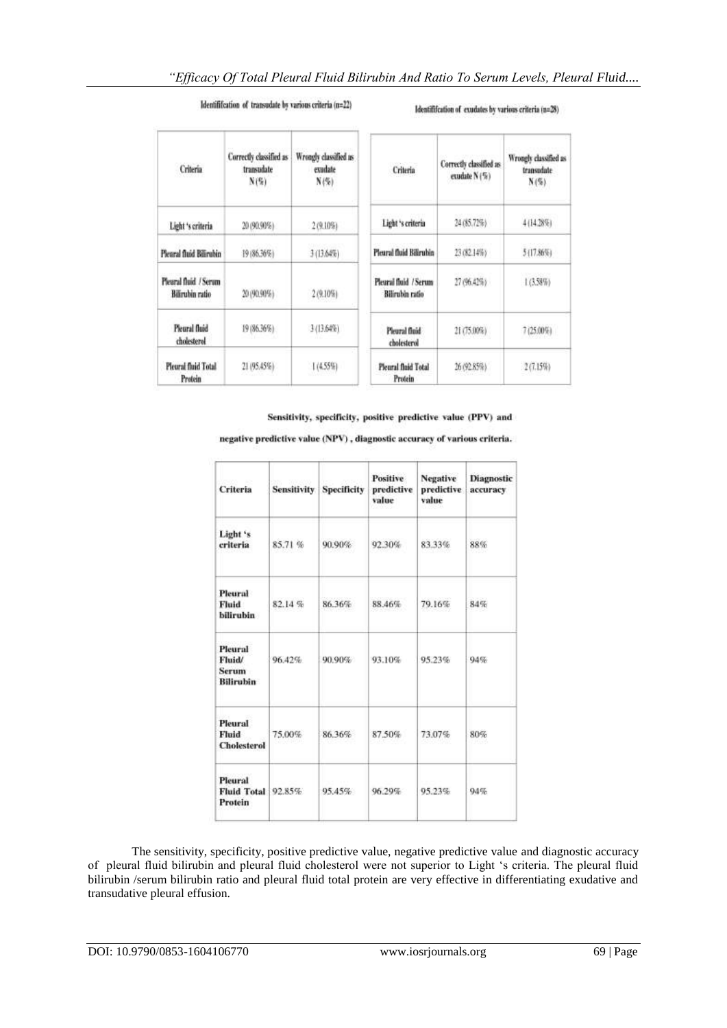Identification of transudate by various criteria (n=22)

| Criteria | Correctly classified as transudate N (%) | Wrongly classified as exudate N (%) |
| --- | --- | --- |
| Light 's criteria | 20 (90.90%) | 2 (9.10%) |
| Pleural fluid Bilirubin | 19 (86.36%) | 3 (13.64%) |
| Pleural fluid / Serum Bilirubin ratio | 20 (90.90%) | 2 (9.10%) |
| Pleural fluid cholesterol | 19 (86.36%) | 3 (13.64%) |
| Pleural fluid Total Protein | 21 (95.45%) | 1 (4.55%) |

Identification of exudates by various criteria (n=28)

| Criteria | Correctly classified as exudate N (%) | Wrongly classified as transudate N (%) |
| --- | --- | --- |
| Light 's criteria | 24 (85.72%) | 4 (14.28%) |
| Pleural fluid Bilirubin | 23 (82.14%) | 5 (17.86%) |
| Pleural fluid / Serum Bilirubin ratio | 27 (96.42%) | 1 (3.58%) |
| Pleural fluid cholesterol | 21 (75.00%) | 7 (25.00%) |
| Pleural fluid Total Protein | 26 (92.85%) | 2 (7.15%) |

**Sensitivity, specificity, positive predictive value (PPV) and negative predictive value (NPV) , diagnostic accuracy of various criteria.**

| Criteria | Sensitivity | Specificity | Positive predictive value | Negative predictive value | Diagnostic accuracy |
| --- | --- | --- | --- | --- | --- |
| Light 's criteria | 85.71 % | 90.90% | 92.30% | 83.33% | 88% |
| Pleural Fluid bilirubin | 82.14 % | 86.36% | 88.46% | 79.16% | 84% |
| Pleural Fluid/ Serum Bilirubin | 96.42% | 90.90% | 93.10% | 95.23% | 94% |
| Pleural Fluid Cholesterol | 75.00% | 86.36% | 87.50% | 73.07% | 80% |
| Pleural Fluid Total Protein | 92.85% | 95.45% | 96.29% | 95.23% | 94% |

The sensitivity, specificity, positive predictive value, negative predictive value and diagnostic accuracy of pleural fluid bilirubin and pleural fluid cholesterol were not superior to Light 's criteria. The pleural fluid bilirubin /serum bilirubin ratio and pleural fluid total protein are very effective in differentiating exudative and transudative pleural effusion.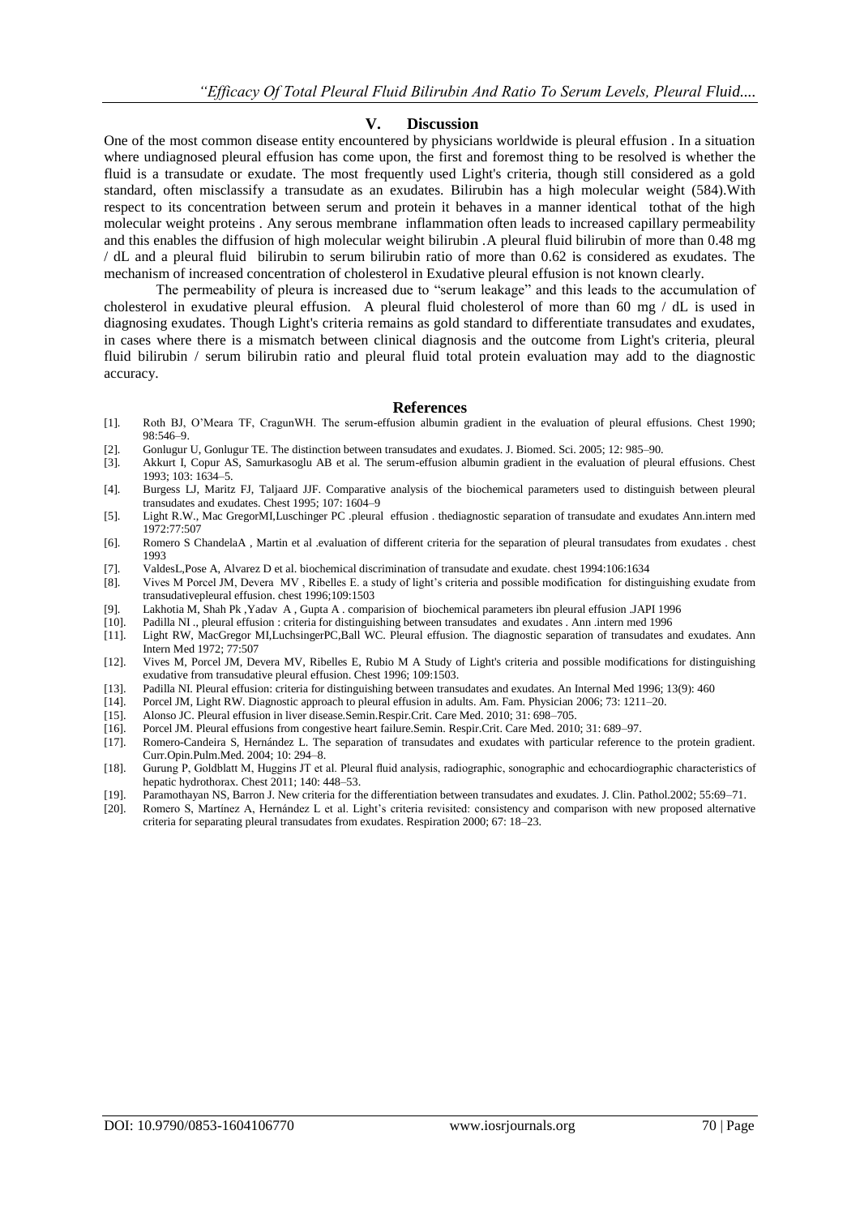## V. Discussion

One of the most common disease entity encountered by physicians worldwide is pleural effusion . In a situation where undiagnosed pleural effusion has come upon, the first and foremost thing to be resolved is whether the fluid is a transudate or exudate. The most frequently used Light's criteria, though still considered as a gold standard, often misclassify a transudate as an exudates. Bilirubin has a high molecular weight (584).With respect to its concentration between serum and protein it behaves in a manner identical tothat of the high molecular weight proteins . Any serous membrane inflammation often leads to increased capillary permeability and this enables the diffusion of high molecular weight bilirubin .A pleural fluid bilirubin of more than 0.48 mg / dL and a pleural fluid bilirubin to serum bilirubin ratio of more than 0.62 is considered as exudates. The mechanism of increased concentration of cholesterol in Exudative pleural effusion is not known clearly.

The permeability of pleura is increased due to "serum leakage" and this leads to the accumulation of cholesterol in exudative pleural effusion. A pleural fluid cholesterol of more than 60 mg / dL is used in diagnosing exudates. Though Light's criteria remains as gold standard to differentiate transudates and exudates, in cases where there is a mismatch between clinical diagnosis and the outcome from Light's criteria, pleural fluid bilirubin / serum bilirubin ratio and pleural fluid total protein evaluation may add to the diagnostic accuracy.

## References

[1]. Roth BJ, O'Meara TF, CragunWH. The serum-effusion albumin gradient in the evaluation of pleural effusions. Chest 1990; 98:546–9.

[2]. Gonlugur U, Gonlugur TE. The distinction between transudates and exudates. J. Biomed. Sci. 2005; 12: 985–90.

[3]. Akkurt I, Copur AS, Samurkasoglu AB et al. The serum-effusion albumin gradient in the evaluation of pleural effusions. Chest 1993; 103: 1634–5.

[4]. Burgess LJ, Maritz FJ, Taljaard JJF. Comparative analysis of the biochemical parameters used to distinguish between pleural transudates and exudates. Chest 1995; 107: 1604–9

[5]. Light R.W., Mac GregorMI,Luschinger PC .pleural effusion . thediagnostic separation of transudate and exudates Ann.intern med 1972:77:507

[6]. Romero S ChandelaA , Martin et al .evaluation of different criteria for the separation of pleural transudates from exudates . chest 1993

[7]. ValdesL,Pose A, Alvarez D et al. biochemical discrimination of transudate and exudate. chest 1994:106:1634

[8]. Vives M Porcel JM, Devera MV , Ribelles E. a study of light's criteria and possible modification for distinguishing exudate from transudativepleural effusion. chest 1996;109:1503

[9]. Lakhotia M, Shah Pk ,Yadav A , Gupta A . comparision of biochemical parameters ibn pleural effusion .JAPI 1996

[10]. Padilla NI ., pleural effusion : criteria for distinguishing between transudates and exudates . Ann .intern med 1996

[11]. Light RW, MacGregor MI,LuchsingerPC,Ball WC. Pleural effusion. The diagnostic separation of transudates and exudates. Ann Intern Med 1972; 77:507

[12]. Vives M, Porcel JM, Devera MV, Ribelles E, Rubio M A Study of Light's criteria and possible modifications for distinguishing exudative from transudative pleural effusion. Chest 1996; 109:1503.

[13]. Padilla NI. Pleural effusion: criteria for distinguishing between transudates and exudates. An Internal Med 1996; 13(9): 460

[14]. Porcel JM, Light RW. Diagnostic approach to pleural effusion in adults. Am. Fam. Physician 2006; 73: 1211–20.

[15]. Alonso JC. Pleural effusion in liver disease.Semin.Respir.Crit. Care Med. 2010; 31: 698–705.

[16]. Porcel JM. Pleural effusions from congestive heart failure.Semin. Respir.Crit. Care Med. 2010; 31: 689–97.

[17]. Romero-Candeira S, Hernández L. The separation of transudates and exudates with particular reference to the protein gradient. Curr.Opin.Pulm.Med. 2004; 10: 294–8.

[18]. Gurung P, Goldblatt M, Huggins JT et al. Pleural fluid analysis, radiographic, sonographic and echocardiographic characteristics of hepatic hydrothorax. Chest 2011; 140: 448–53.

[19]. Paramothayan NS, Barron J. New criteria for the differentiation between transudates and exudates. J. Clin. Pathol.2002; 55:69–71.

[20]. Romero S, Martínez A, Hernández L et al. Light's criteria revisited: consistency and comparison with new proposed alternative criteria for separating pleural transudates from exudates. Respiration 2000; 67: 18–23.